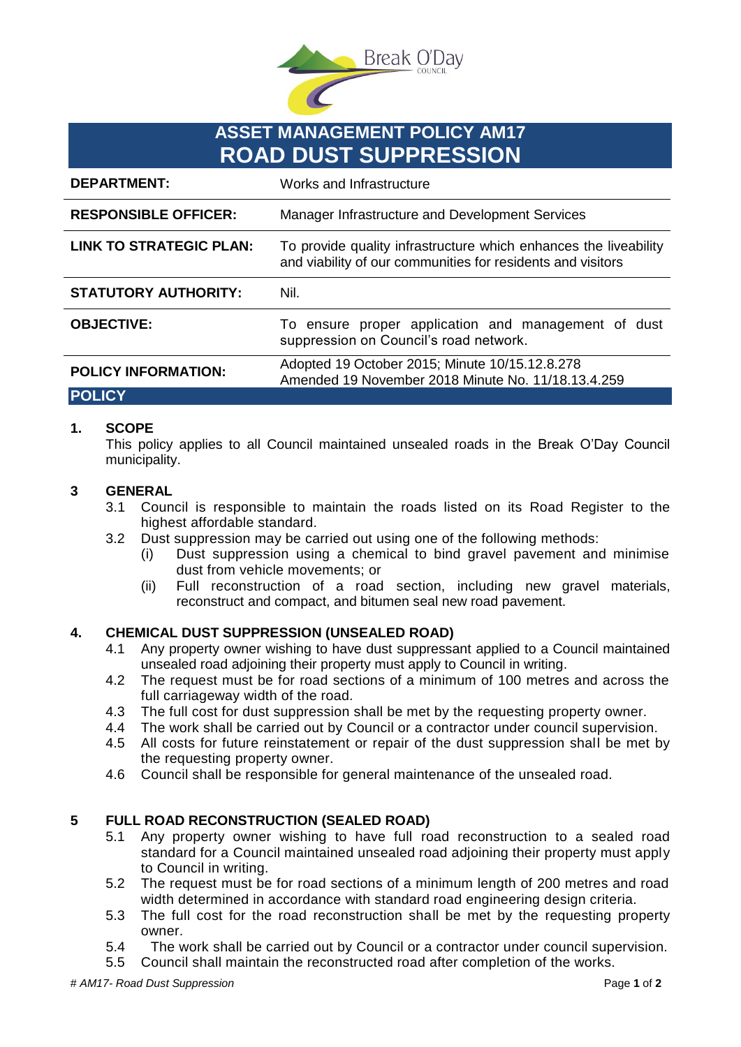# ASSET MANAGEMENT POLICY AM17
# ROAD DUST SUPPRESSION

| | |
|---|---|
| **DEPARTMENT:** | Works and Infrastructure |
| **RESPONSIBLE OFFICER:** | Manager Infrastructure and Development Services |
| **LINK TO STRATEGIC PLAN:** | To provide quality infrastructure which enhances the liveability and viability of our communities for residents and visitors |
| **STATUTORY AUTHORITY:** | Nil. |
| **OBJECTIVE:** | To ensure proper application and management of dust suppression on Council's road network. |
| **POLICY INFORMATION:** | Adopted 19 October 2015; Minute 10/15.12.8.278<br>Amended 19 November 2018 Minute No. 11/18.13.4.259 |

## POLICY

### 1. SCOPE

This policy applies to all Council maintained unsealed roads in the Break O'Day Council municipality.

### 3 GENERAL

3.1 Council is responsible to maintain the roads listed on its Road Register to the highest affordable standard.

3.2 Dust suppression may be carried out using one of the following methods:

(i) Dust suppression using a chemical to bind gravel pavement and minimise dust from vehicle movements; or

(ii) Full reconstruction of a road section, including new gravel materials, reconstruct and compact, and bitumen seal new road pavement.

### 4. CHEMICAL DUST SUPPRESSION (UNSEALED ROAD)

4.1 Any property owner wishing to have dust suppressant applied to a Council maintained unsealed road adjoining their property must apply to Council in writing.

4.2 The request must be for road sections of a minimum of 100 metres and across the full carriageway width of the road.

4.3 The full cost for dust suppression shall be met by the requesting property owner.

4.4 The work shall be carried out by Council or a contractor under council supervision.

4.5 All costs for future reinstatement or repair of the dust suppression shall be met by the requesting property owner.

4.6 Council shall be responsible for general maintenance of the unsealed road.

### 5 FULL ROAD RECONSTRUCTION (SEALED ROAD)

5.1 Any property owner wishing to have full road reconstruction to a sealed road standard for a Council maintained unsealed road adjoining their property must apply to Council in writing.

5.2 The request must be for road sections of a minimum length of 200 metres and road width determined in accordance with standard road engineering design criteria.

5.3 The full cost for the road reconstruction shall be met by the requesting property owner.

5.4 The work shall be carried out by Council or a contractor under council supervision.

5.5 Council shall maintain the reconstructed road after completion of the works.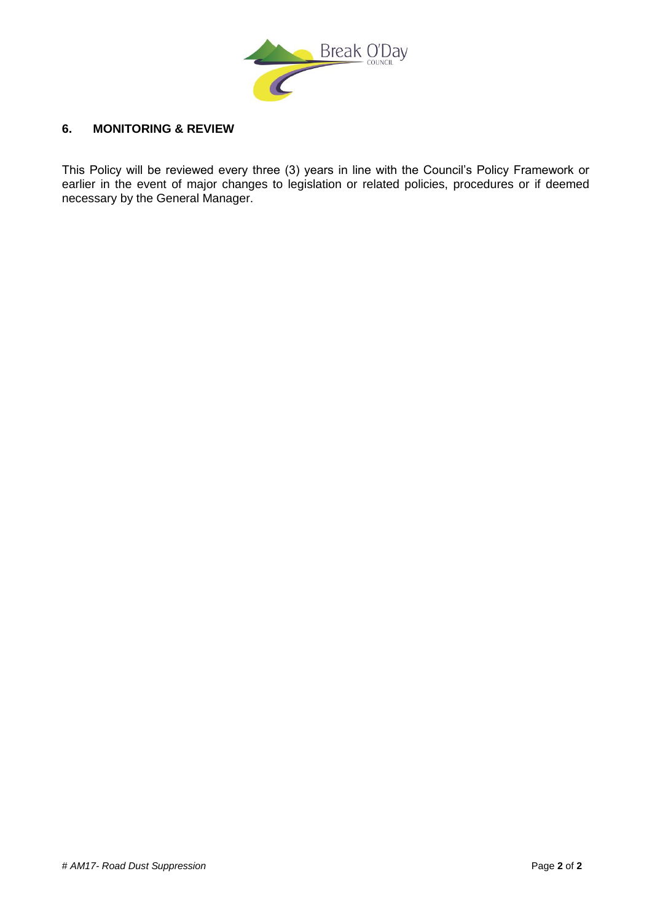## 6. MONITORING & REVIEW

This Policy will be reviewed every three (3) years in line with the Council's Policy Framework or earlier in the event of major changes to legislation or related policies, procedures or if deemed necessary by the General Manager.